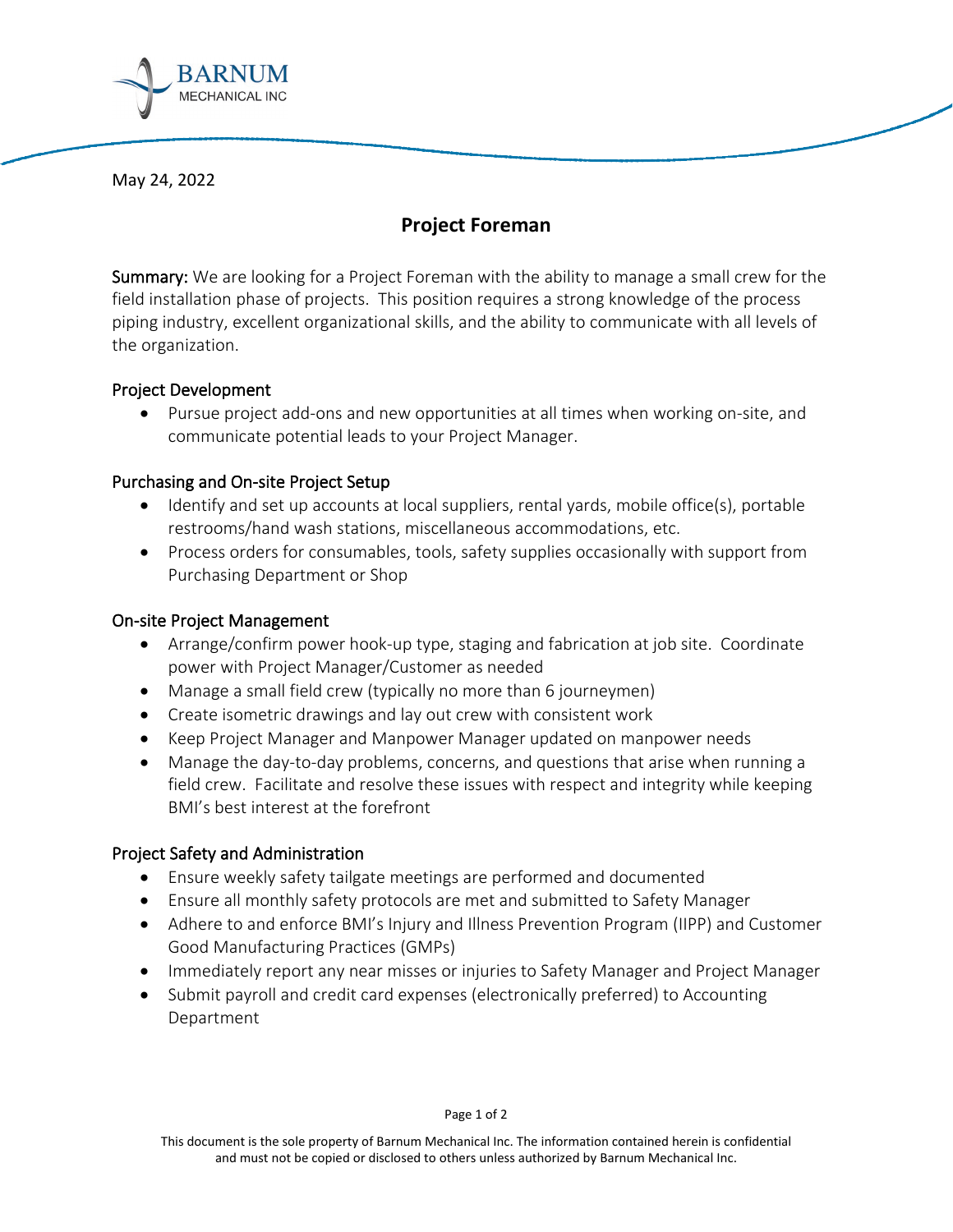BARNUM MECHANICAL INC

May 24, 2022

# Project Foreman

**Summary:** We are looking for a Project Foreman with the ability to manage a small crew for the field installation phase of projects. This position requires a strong knowledge of the process piping industry, excellent organizational skills, and the ability to communicate with all levels of the organization.

## Project Development

- Pursue project add-ons and new opportunities at all times when working on-site, and communicate potential leads to your Project Manager.

## Purchasing and On-site Project Setup

- Identify and set up accounts at local suppliers, rental yards, mobile office(s), portable restrooms/hand wash stations, miscellaneous accommodations, etc.
- Process orders for consumables, tools, safety supplies occasionally with support from Purchasing Department or Shop

## On-site Project Management

- Arrange/confirm power hook-up type, staging and fabrication at job site. Coordinate power with Project Manager/Customer as needed
- Manage a small field crew (typically no more than 6 journeymen)
- Create isometric drawings and lay out crew with consistent work
- Keep Project Manager and Manpower Manager updated on manpower needs
- Manage the day-to-day problems, concerns, and questions that arise when running a field crew. Facilitate and resolve these issues with respect and integrity while keeping BMI's best interest at the forefront

## Project Safety and Administration

- Ensure weekly safety tailgate meetings are performed and documented
- Ensure all monthly safety protocols are met and submitted to Safety Manager
- Adhere to and enforce BMI's Injury and Illness Prevention Program (IIPP) and Customer Good Manufacturing Practices (GMPs)
- Immediately report any near misses or injuries to Safety Manager and Project Manager
- Submit payroll and credit card expenses (electronically preferred) to Accounting Department

This document is the sole property of Barnum Mechanical Inc. The information contained herein is confidential and must not be copied or disclosed to others unless authorized by Barnum Mechanical Inc.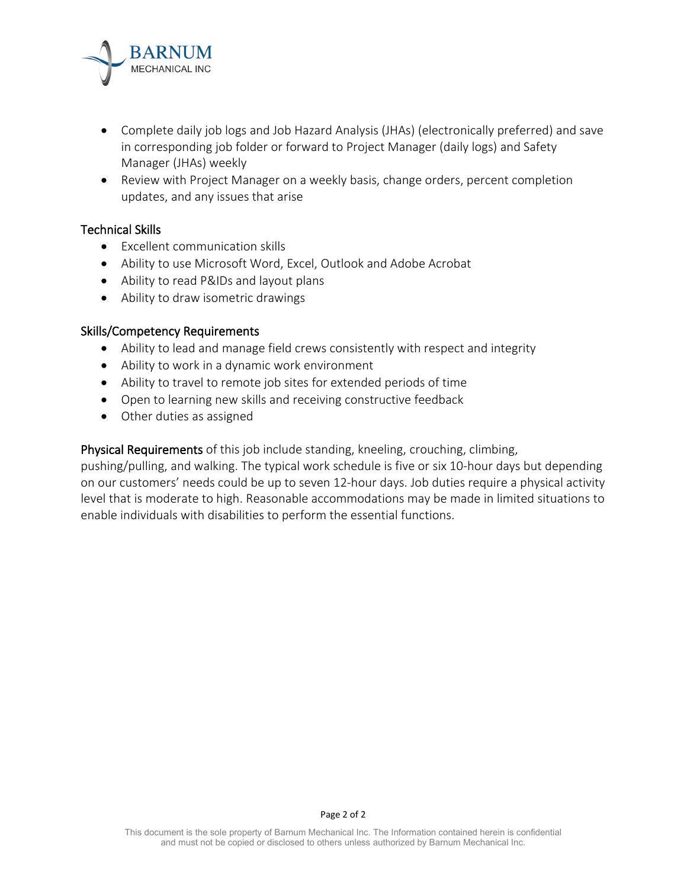- Complete daily job logs and Job Hazard Analysis (JHAs) (electronically preferred) and save in corresponding job folder or forward to Project Manager (daily logs) and Safety Manager (JHAs) weekly
- Review with Project Manager on a weekly basis, change orders, percent completion updates, and any issues that arise

## Technical Skills

- Excellent communication skills
- Ability to use Microsoft Word, Excel, Outlook and Adobe Acrobat
- Ability to read P&IDs and layout plans
- Ability to draw isometric drawings

## Skills/Competency Requirements

- Ability to lead and manage field crews consistently with respect and integrity
- Ability to work in a dynamic work environment
- Ability to travel to remote job sites for extended periods of time
- Open to learning new skills and receiving constructive feedback
- Other duties as assigned

**Physical Requirements** of this job include standing, kneeling, crouching, climbing, pushing/pulling, and walking. The typical work schedule is five or six 10-hour days but depending on our customers' needs could be up to seven 12-hour days. Job duties require a physical activity level that is moderate to high. Reasonable accommodations may be made in limited situations to enable individuals with disabilities to perform the essential functions.

This document is the sole property of Barnum Mechanical Inc. The Information contained herein is confidential and must not be copied or disclosed to others unless authorized by Barnum Mechanical Inc.